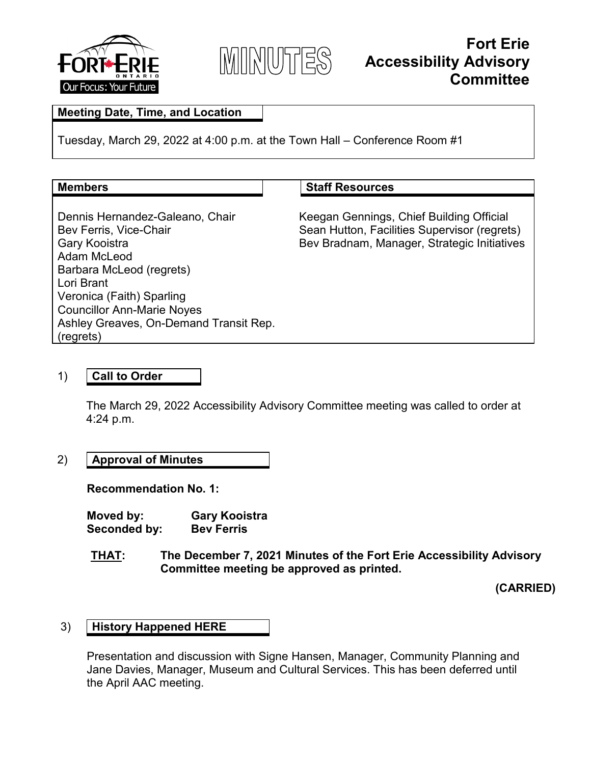# MINUTES

## Fort Erie Accessibility Advisory Committee

**Meeting Date, Time, and Location**

Tuesday, March 29, 2022 at 4:00 p.m. at the Town Hall – Conference Room #1

| Members | Staff Resources |
|---|---|
| Dennis Hernandez-Galeano, Chair<br>Bev Ferris, Vice-Chair<br>Gary Kooistra<br>Adam McLeod<br>Barbara McLeod (regrets)<br>Lori Brant<br>Veronica (Faith) Sparling<br>Councillor Ann-Marie Noyes<br>Ashley Greaves, On-Demand Transit Rep. (regrets) | Keegan Gennings, Chief Building Official<br>Sean Hutton, Facilities Supervisor (regrets)<br>Bev Bradnam, Manager, Strategic Initiatives |

### 1) Call to Order

The March 29, 2022 Accessibility Advisory Committee meeting was called to order at 4:24 p.m.

### 2) Approval of Minutes

**Recommendation No. 1:**

**Moved by:** **Gary Kooistra**
**Seconded by:** **Bev Ferris**

**THAT:** **The December 7, 2021 Minutes of the Fort Erie Accessibility Advisory Committee meeting be approved as printed.**

**(CARRIED)**

### 3) History Happened HERE

Presentation and discussion with Signe Hansen, Manager, Community Planning and Jane Davies, Manager, Museum and Cultural Services. This has been deferred until the April AAC meeting.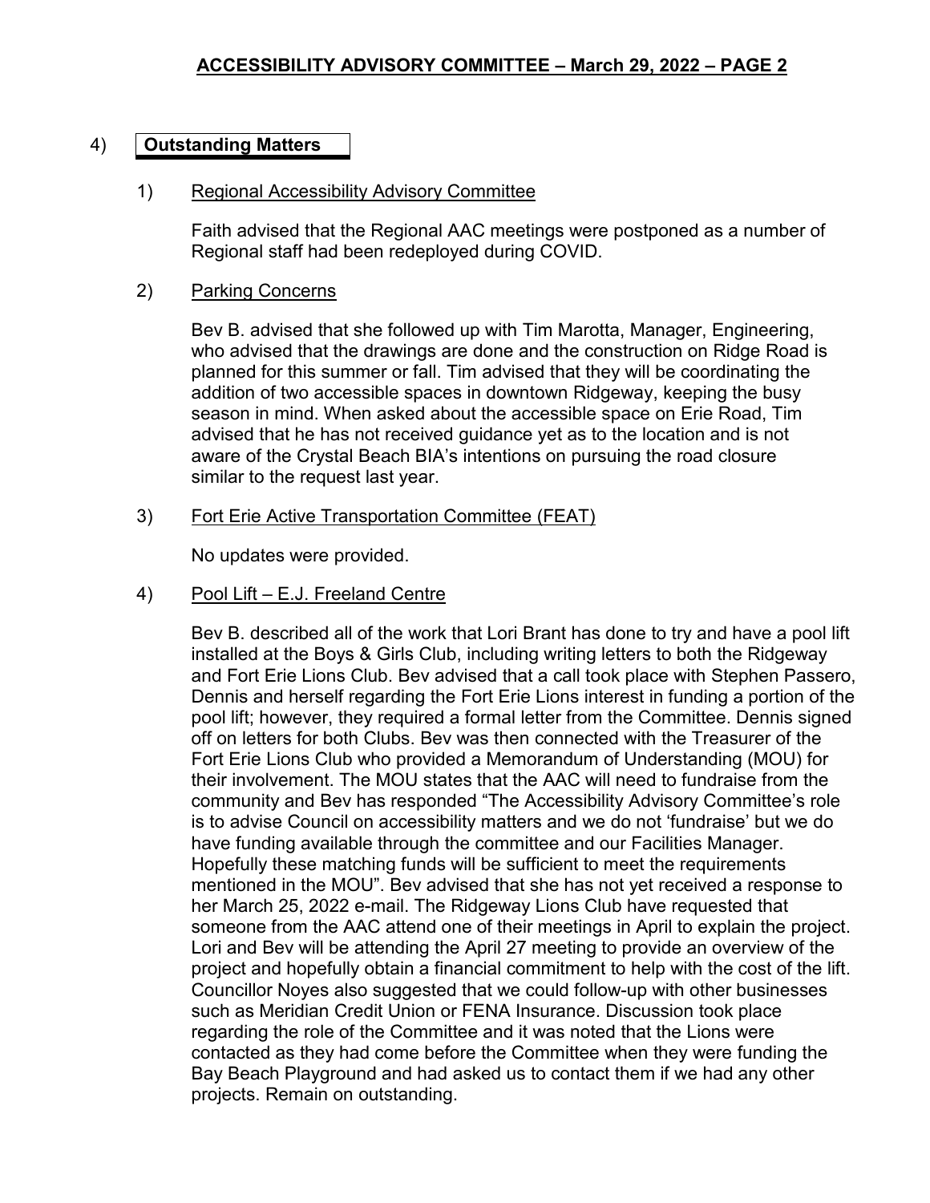4) **Outstanding Matters**

1) Regional Accessibility Advisory Committee

Faith advised that the Regional AAC meetings were postponed as a number of Regional staff had been redeployed during COVID.

2) Parking Concerns

Bev B. advised that she followed up with Tim Marotta, Manager, Engineering, who advised that the drawings are done and the construction on Ridge Road is planned for this summer or fall. Tim advised that they will be coordinating the addition of two accessible spaces in downtown Ridgeway, keeping the busy season in mind. When asked about the accessible space on Erie Road, Tim advised that he has not received guidance yet as to the location and is not aware of the Crystal Beach BIA's intentions on pursuing the road closure similar to the request last year.

3) Fort Erie Active Transportation Committee (FEAT)

No updates were provided.

4) Pool Lift – E.J. Freeland Centre

Bev B. described all of the work that Lori Brant has done to try and have a pool lift installed at the Boys & Girls Club, including writing letters to both the Ridgeway and Fort Erie Lions Club. Bev advised that a call took place with Stephen Passero, Dennis and herself regarding the Fort Erie Lions interest in funding a portion of the pool lift; however, they required a formal letter from the Committee. Dennis signed off on letters for both Clubs. Bev was then connected with the Treasurer of the Fort Erie Lions Club who provided a Memorandum of Understanding (MOU) for their involvement. The MOU states that the AAC will need to fundraise from the community and Bev has responded "The Accessibility Advisory Committee's role is to advise Council on accessibility matters and we do not 'fundraise' but we do have funding available through the committee and our Facilities Manager. Hopefully these matching funds will be sufficient to meet the requirements mentioned in the MOU". Bev advised that she has not yet received a response to her March 25, 2022 e-mail. The Ridgeway Lions Club have requested that someone from the AAC attend one of their meetings in April to explain the project. Lori and Bev will be attending the April 27 meeting to provide an overview of the project and hopefully obtain a financial commitment to help with the cost of the lift. Councillor Noyes also suggested that we could follow-up with other businesses such as Meridian Credit Union or FENA Insurance. Discussion took place regarding the role of the Committee and it was noted that the Lions were contacted as they had come before the Committee when they were funding the Bay Beach Playground and had asked us to contact them if we had any other projects. Remain on outstanding.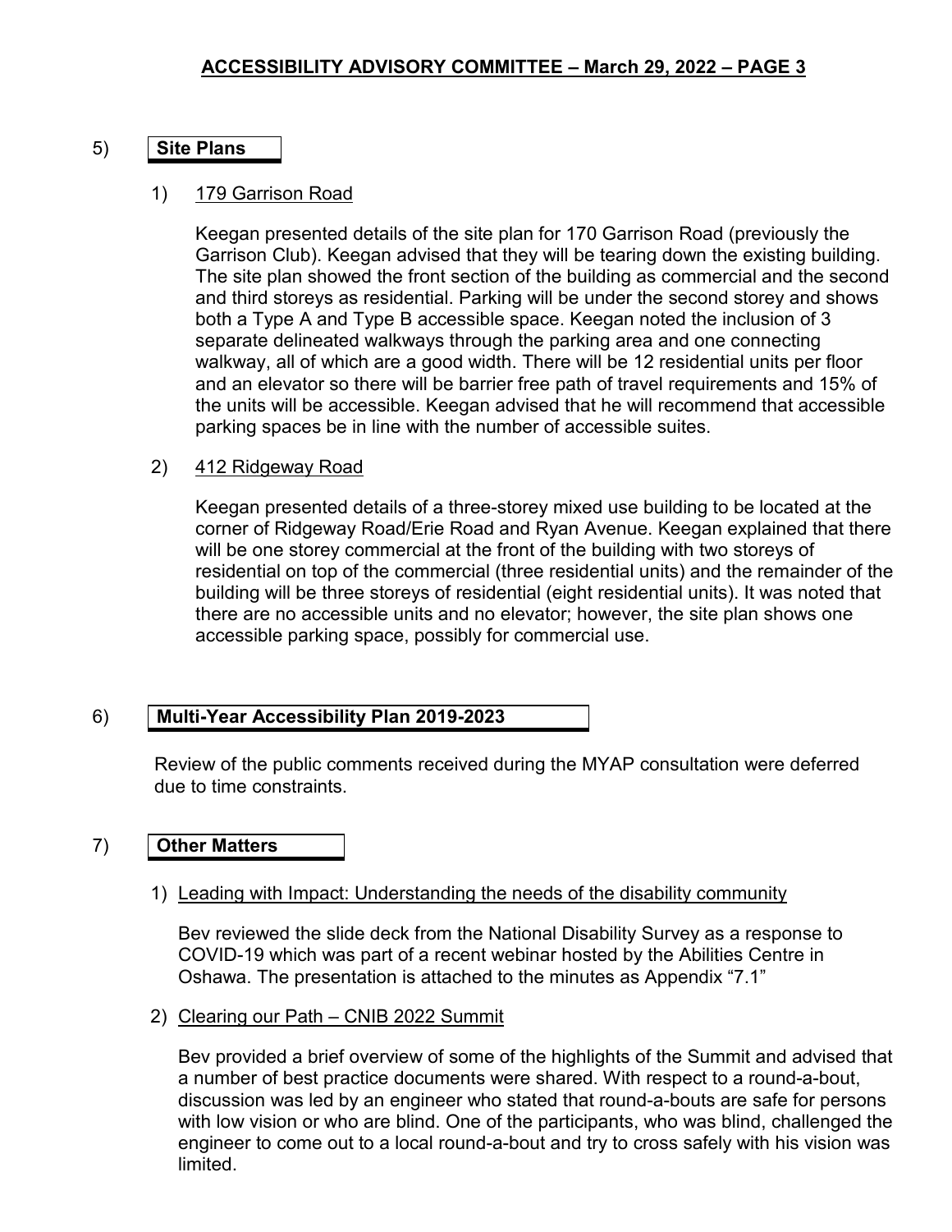5) **Site Plans**

1) 179 Garrison Road

Keegan presented details of the site plan for 170 Garrison Road (previously the Garrison Club). Keegan advised that they will be tearing down the existing building. The site plan showed the front section of the building as commercial and the second and third storeys as residential. Parking will be under the second storey and shows both a Type A and Type B accessible space. Keegan noted the inclusion of 3 separate delineated walkways through the parking area and one connecting walkway, all of which are a good width. There will be 12 residential units per floor and an elevator so there will be barrier free path of travel requirements and 15% of the units will be accessible. Keegan advised that he will recommend that accessible parking spaces be in line with the number of accessible suites.

2) 412 Ridgeway Road

Keegan presented details of a three-storey mixed use building to be located at the corner of Ridgeway Road/Erie Road and Ryan Avenue. Keegan explained that there will be one storey commercial at the front of the building with two storeys of residential on top of the commercial (three residential units) and the remainder of the building will be three storeys of residential (eight residential units). It was noted that there are no accessible units and no elevator; however, the site plan shows one accessible parking space, possibly for commercial use.

6) **Multi-Year Accessibility Plan 2019-2023**

Review of the public comments received during the MYAP consultation were deferred due to time constraints.

7) **Other Matters**

1) Leading with Impact: Understanding the needs of the disability community

Bev reviewed the slide deck from the National Disability Survey as a response to COVID-19 which was part of a recent webinar hosted by the Abilities Centre in Oshawa. The presentation is attached to the minutes as Appendix "7.1"

2) Clearing our Path – CNIB 2022 Summit

Bev provided a brief overview of some of the highlights of the Summit and advised that a number of best practice documents were shared. With respect to a round-a-bout, discussion was led by an engineer who stated that round-a-bouts are safe for persons with low vision or who are blind. One of the participants, who was blind, challenged the engineer to come out to a local round-a-bout and try to cross safely with his vision was limited.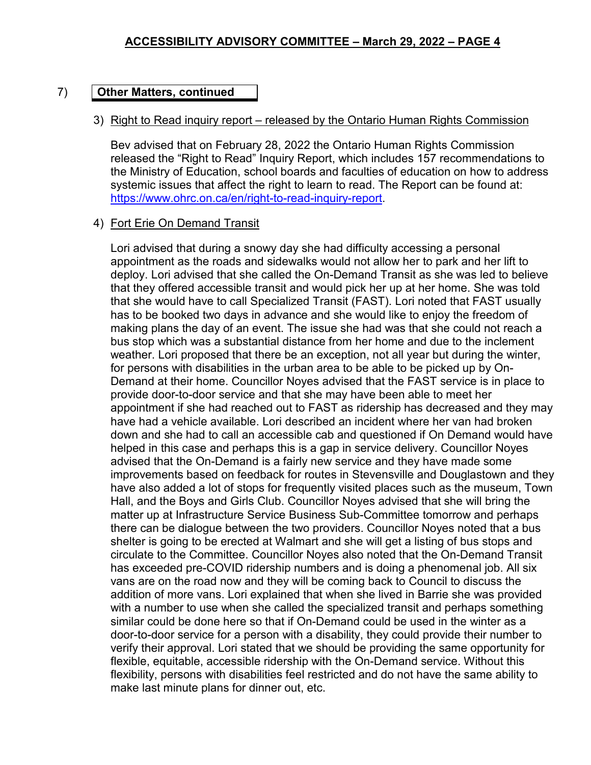7) **Other Matters, continued**

3) Right to Read inquiry report – released by the Ontario Human Rights Commission

Bev advised that on February 28, 2022 the Ontario Human Rights Commission released the “Right to Read” Inquiry Report, which includes 157 recommendations to the Ministry of Education, school boards and faculties of education on how to address systemic issues that affect the right to learn to read. The Report can be found at: https://www.ohrc.on.ca/en/right-to-read-inquiry-report.

4) Fort Erie On Demand Transit

Lori advised that during a snowy day she had difficulty accessing a personal appointment as the roads and sidewalks would not allow her to park and her lift to deploy. Lori advised that she called the On-Demand Transit as she was led to believe that they offered accessible transit and would pick her up at her home. She was told that she would have to call Specialized Transit (FAST). Lori noted that FAST usually has to be booked two days in advance and she would like to enjoy the freedom of making plans the day of an event. The issue she had was that she could not reach a bus stop which was a substantial distance from her home and due to the inclement weather. Lori proposed that there be an exception, not all year but during the winter, for persons with disabilities in the urban area to be able to be picked up by On-Demand at their home. Councillor Noyes advised that the FAST service is in place to provide door-to-door service and that she may have been able to meet her appointment if she had reached out to FAST as ridership has decreased and they may have had a vehicle available. Lori described an incident where her van had broken down and she had to call an accessible cab and questioned if On Demand would have helped in this case and perhaps this is a gap in service delivery. Councillor Noyes advised that the On-Demand is a fairly new service and they have made some improvements based on feedback for routes in Stevensville and Douglastown and they have also added a lot of stops for frequently visited places such as the museum, Town Hall, and the Boys and Girls Club. Councillor Noyes advised that she will bring the matter up at Infrastructure Service Business Sub-Committee tomorrow and perhaps there can be dialogue between the two providers. Councillor Noyes noted that a bus shelter is going to be erected at Walmart and she will get a listing of bus stops and circulate to the Committee. Councillor Noyes also noted that the On-Demand Transit has exceeded pre-COVID ridership numbers and is doing a phenomenal job. All six vans are on the road now and they will be coming back to Council to discuss the addition of more vans. Lori explained that when she lived in Barrie she was provided with a number to use when she called the specialized transit and perhaps something similar could be done here so that if On-Demand could be used in the winter as a door-to-door service for a person with a disability, they could provide their number to verify their approval. Lori stated that we should be providing the same opportunity for flexible, equitable, accessible ridership with the On-Demand service. Without this flexibility, persons with disabilities feel restricted and do not have the same ability to make last minute plans for dinner out, etc.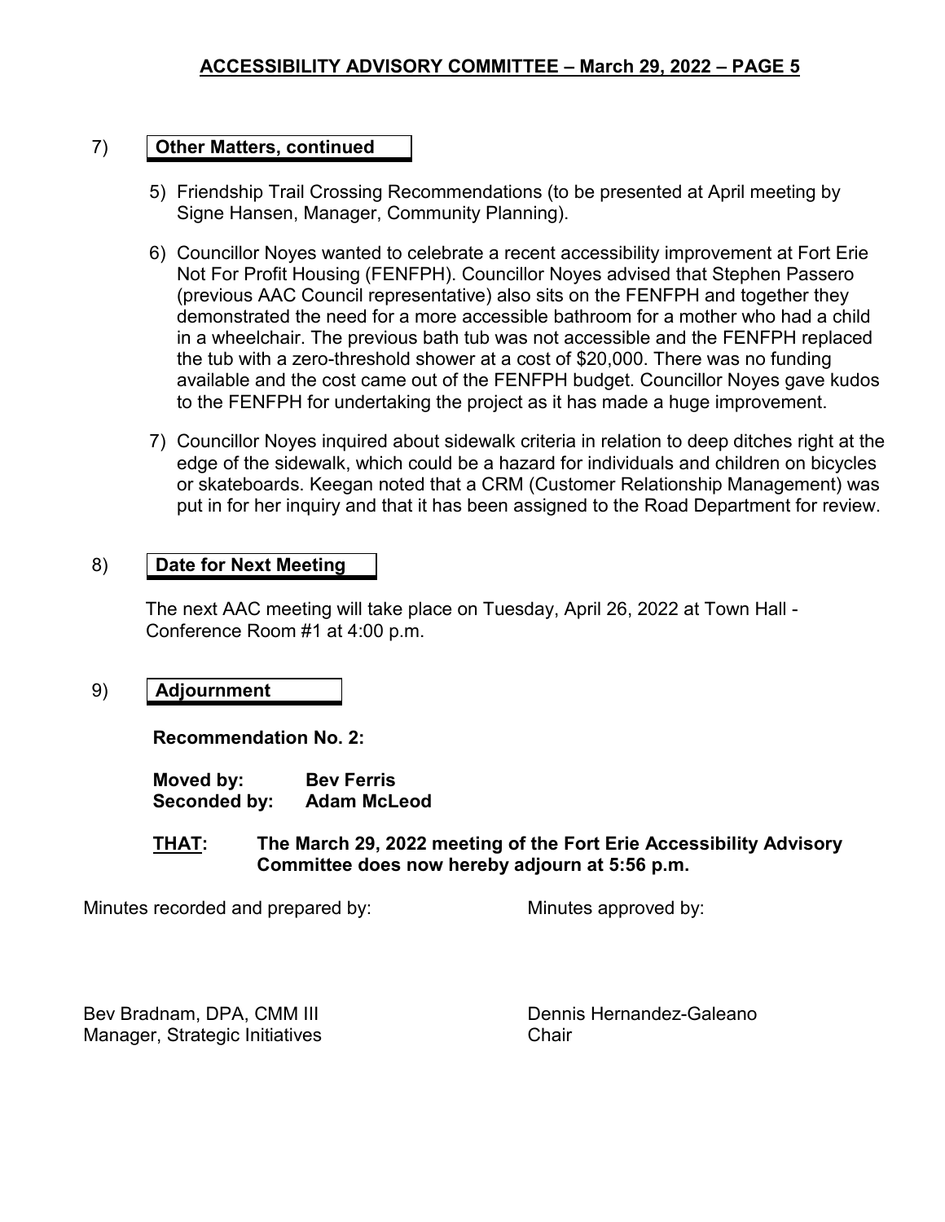## 7) Other Matters, continued

5) Friendship Trail Crossing Recommendations (to be presented at April meeting by Signe Hansen, Manager, Community Planning).

6) Councillor Noyes wanted to celebrate a recent accessibility improvement at Fort Erie Not For Profit Housing (FENFPH). Councillor Noyes advised that Stephen Passero (previous AAC Council representative) also sits on the FENFPH and together they demonstrated the need for a more accessible bathroom for a mother who had a child in a wheelchair. The previous bath tub was not accessible and the FENFPH replaced the tub with a zero-threshold shower at a cost of $20,000. There was no funding available and the cost came out of the FENFPH budget. Councillor Noyes gave kudos to the FENFPH for undertaking the project as it has made a huge improvement.

7) Councillor Noyes inquired about sidewalk criteria in relation to deep ditches right at the edge of the sidewalk, which could be a hazard for individuals and children on bicycles or skateboards. Keegan noted that a CRM (Customer Relationship Management) was put in for her inquiry and that it has been assigned to the Road Department for review.

## 8) Date for Next Meeting

The next AAC meeting will take place on Tuesday, April 26, 2022 at Town Hall - Conference Room #1 at 4:00 p.m.

## 9) Adjournment

**Recommendation No. 2:**

**Moved by:** **Bev Ferris**
**Seconded by:** **Adam McLeod**

**<u>THAT</u>:** **The March 29, 2022 meeting of the Fort Erie Accessibility Advisory Committee does now hereby adjourn at 5:56 p.m.**

Minutes recorded and prepared by:

Bev Bradnam, DPA, CMM III
Manager, Strategic Initiatives

Minutes approved by:

Dennis Hernandez-Galeano
Chair